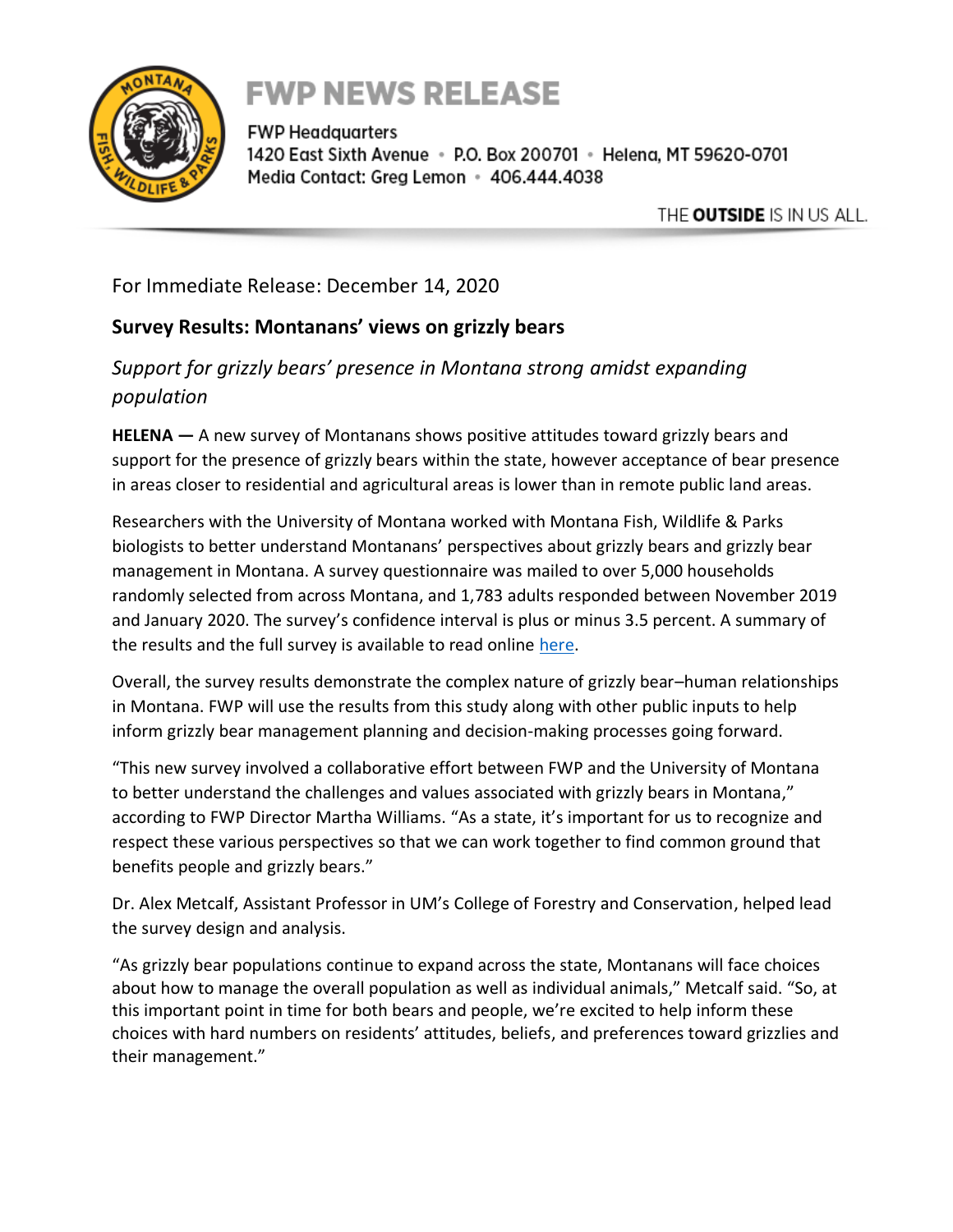# FWP NEWS RELEASE

FWP Headquarters
1420 East Sixth Avenue • P.O. Box 200701 • Helena, MT 59620-0701
Media Contact: Greg Lemon • 406.444.4038

THE **OUTSIDE** IS IN US ALL.

For Immediate Release: December 14, 2020

## Survey Results: Montanans' views on grizzly bears

*Support for grizzly bears' presence in Montana strong amidst expanding population*

**HELENA —** A new survey of Montanans shows positive attitudes toward grizzly bears and support for the presence of grizzly bears within the state, however acceptance of bear presence in areas closer to residential and agricultural areas is lower than in remote public land areas.

Researchers with the University of Montana worked with Montana Fish, Wildlife & Parks biologists to better understand Montanans' perspectives about grizzly bears and grizzly bear management in Montana. A survey questionnaire was mailed to over 5,000 households randomly selected from across Montana, and 1,783 adults responded between November 2019 and January 2020. The survey's confidence interval is plus or minus 3.5 percent. A summary of the results and the full survey is available to read online here.

Overall, the survey results demonstrate the complex nature of grizzly bear–human relationships in Montana. FWP will use the results from this study along with other public inputs to help inform grizzly bear management planning and decision-making processes going forward.

"This new survey involved a collaborative effort between FWP and the University of Montana to better understand the challenges and values associated with grizzly bears in Montana," according to FWP Director Martha Williams. "As a state, it's important for us to recognize and respect these various perspectives so that we can work together to find common ground that benefits people and grizzly bears."

Dr. Alex Metcalf, Assistant Professor in UM's College of Forestry and Conservation, helped lead the survey design and analysis.

"As grizzly bear populations continue to expand across the state, Montanans will face choices about how to manage the overall population as well as individual animals," Metcalf said. "So, at this important point in time for both bears and people, we're excited to help inform these choices with hard numbers on residents' attitudes, beliefs, and preferences toward grizzlies and their management."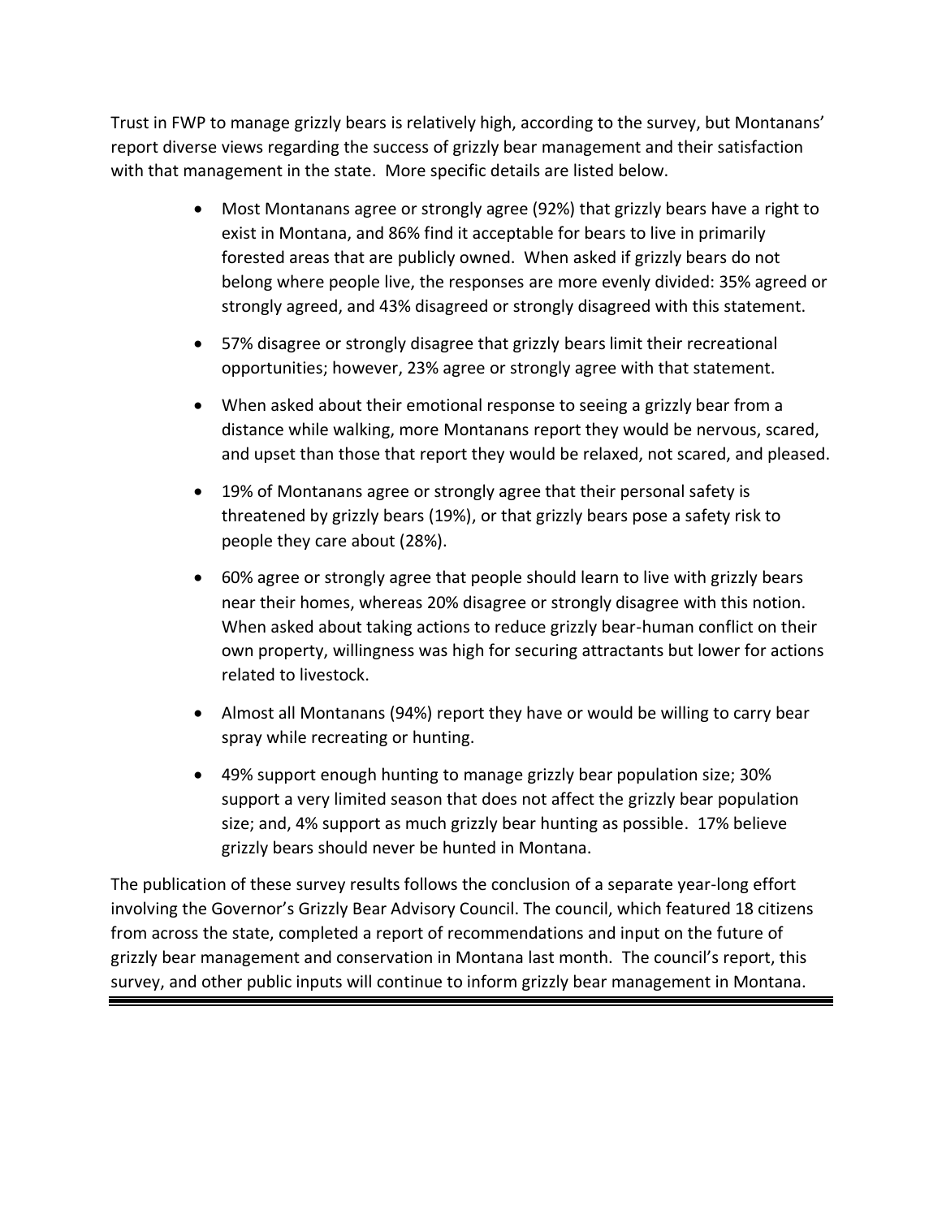Trust in FWP to manage grizzly bears is relatively high, according to the survey, but Montanans' report diverse views regarding the success of grizzly bear management and their satisfaction with that management in the state. More specific details are listed below.

- Most Montanans agree or strongly agree (92%) that grizzly bears have a right to exist in Montana, and 86% find it acceptable for bears to live in primarily forested areas that are publicly owned. When asked if grizzly bears do not belong where people live, the responses are more evenly divided: 35% agreed or strongly agreed, and 43% disagreed or strongly disagreed with this statement.
- 57% disagree or strongly disagree that grizzly bears limit their recreational opportunities; however, 23% agree or strongly agree with that statement.
- When asked about their emotional response to seeing a grizzly bear from a distance while walking, more Montanans report they would be nervous, scared, and upset than those that report they would be relaxed, not scared, and pleased.
- 19% of Montanans agree or strongly agree that their personal safety is threatened by grizzly bears (19%), or that grizzly bears pose a safety risk to people they care about (28%).
- 60% agree or strongly agree that people should learn to live with grizzly bears near their homes, whereas 20% disagree or strongly disagree with this notion. When asked about taking actions to reduce grizzly bear-human conflict on their own property, willingness was high for securing attractants but lower for actions related to livestock.
- Almost all Montanans (94%) report they have or would be willing to carry bear spray while recreating or hunting.
- 49% support enough hunting to manage grizzly bear population size; 30% support a very limited season that does not affect the grizzly bear population size; and, 4% support as much grizzly bear hunting as possible. 17% believe grizzly bears should never be hunted in Montana.

The publication of these survey results follows the conclusion of a separate year-long effort involving the Governor's Grizzly Bear Advisory Council. The council, which featured 18 citizens from across the state, completed a report of recommendations and input on the future of grizzly bear management and conservation in Montana last month. The council's report, this survey, and other public inputs will continue to inform grizzly bear management in Montana.